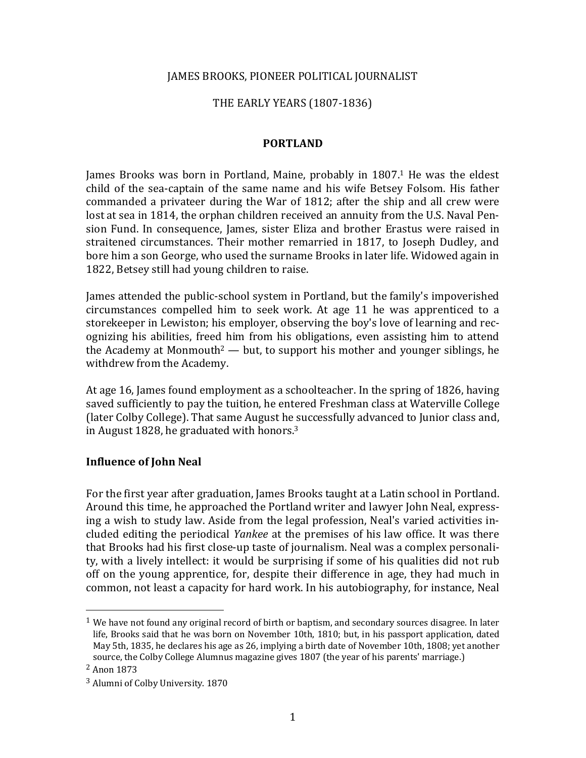# JAMES BROOKS, PIONEER POLITICAL JOURNALIST

## THE EARLY YEARS (1807-1836)

### PORTLAND

James Brooks was born in Portland, Maine, probably in 1807.[1] He was the eldest child of the sea-captain of the same name and his wife Betsey Folsom. His father commanded a privateer during the War of 1812; after the ship and all crew were lost at sea in 1814, the orphan children received an annuity from the U.S. Naval Pension Fund. In consequence, James, sister Eliza and brother Erastus were raised in straitened circumstances. Their mother remarried in 1817, to Joseph Dudley, and bore him a son George, who used the surname Brooks in later life. Widowed again in 1822, Betsey still had young children to raise.

James attended the public-school system in Portland, but the family's impoverished circumstances compelled him to seek work. At age 11 he was apprenticed to a storekeeper in Lewiston; his employer, observing the boy's love of learning and recognizing his abilities, freed him from his obligations, even assisting him to attend the Academy at Monmouth[2] — but, to support his mother and younger siblings, he withdrew from the Academy.

At age 16, James found employment as a schoolteacher. In the spring of 1826, having saved sufficiently to pay the tuition, he entered Freshman class at Waterville College (later Colby College). That same August he successfully advanced to Junior class and, in August 1828, he graduated with honors.[3]

### Influence of John Neal

For the first year after graduation, James Brooks taught at a Latin school in Portland. Around this time, he approached the Portland writer and lawyer John Neal, expressing a wish to study law. Aside from the legal profession, Neal's varied activities included editing the periodical *Yankee* at the premises of his law office. It was there that Brooks had his first close-up taste of journalism. Neal was a complex personality, with a lively intellect: it would be surprising if some of his qualities did not rub off on the young apprentice, for, despite their difference in age, they had much in common, not least a capacity for hard work. In his autobiography, for instance, Neal

---

[1] We have not found any original record of birth or baptism, and secondary sources disagree. In later life, Brooks said that he was born on November 10th, 1810; but, in his passport application, dated May 5th, 1835, he declares his age as 26, implying a birth date of November 10th, 1808; yet another source, the Colby College Alumnus magazine gives 1807 (the year of his parents' marriage.)

[2] Anon 1873

[3] Alumni of Colby University. 1870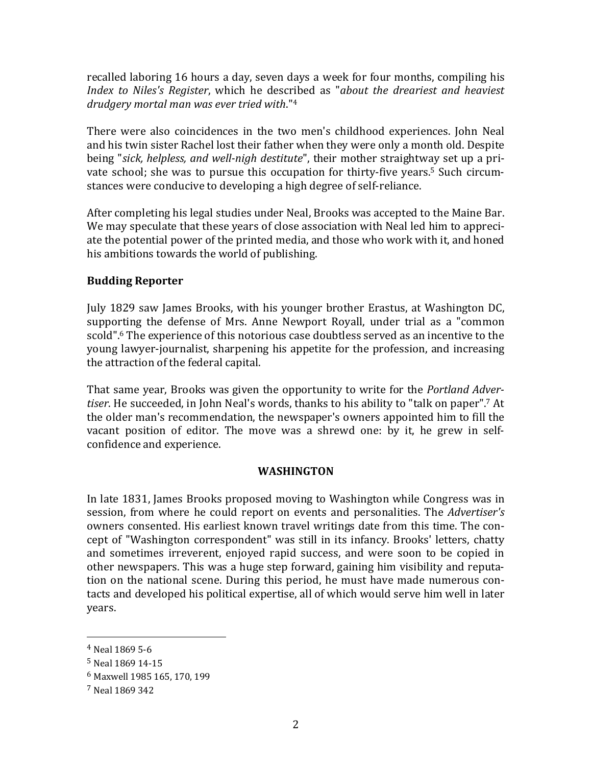recalled laboring 16 hours a day, seven days a week for four months, compiling his *Index to Niles's Register*, which he described as "*about the dreariest and heaviest drudgery mortal man was ever tried with*."[4]

There were also coincidences in the two men's childhood experiences. John Neal and his twin sister Rachel lost their father when they were only a month old. Despite being "*sick, helpless, and well-nigh destitute*", their mother straightway set up a private school; she was to pursue this occupation for thirty-five years.[5] Such circumstances were conducive to developing a high degree of self-reliance.

After completing his legal studies under Neal, Brooks was accepted to the Maine Bar. We may speculate that these years of close association with Neal led him to appreciate the potential power of the printed media, and those who work with it, and honed his ambitions towards the world of publishing.

**Budding Reporter**

July 1829 saw James Brooks, with his younger brother Erastus, at Washington DC, supporting the defense of Mrs. Anne Newport Royall, under trial as a "common scold".[6] The experience of this notorious case doubtless served as an incentive to the young lawyer-journalist, sharpening his appetite for the profession, and increasing the attraction of the federal capital.

That same year, Brooks was given the opportunity to write for the *Portland Advertiser*. He succeeded, in John Neal's words, thanks to his ability to "talk on paper".[7] At the older man's recommendation, the newspaper's owners appointed him to fill the vacant position of editor. The move was a shrewd one: by it, he grew in self-confidence and experience.

## WASHINGTON

In late 1831, James Brooks proposed moving to Washington while Congress was in session, from where he could report on events and personalities. The *Advertiser's* owners consented. His earliest known travel writings date from this time. The concept of "Washington correspondent" was still in its infancy. Brooks' letters, chatty and sometimes irreverent, enjoyed rapid success, and were soon to be copied in other newspapers. This was a huge step forward, gaining him visibility and reputation on the national scene. During this period, he must have made numerous contacts and developed his political expertise, all of which would serve him well in later years.

---

[4] Neal 1869 5-6

[5] Neal 1869 14-15

[6] Maxwell 1985 165, 170, 199

[7] Neal 1869 342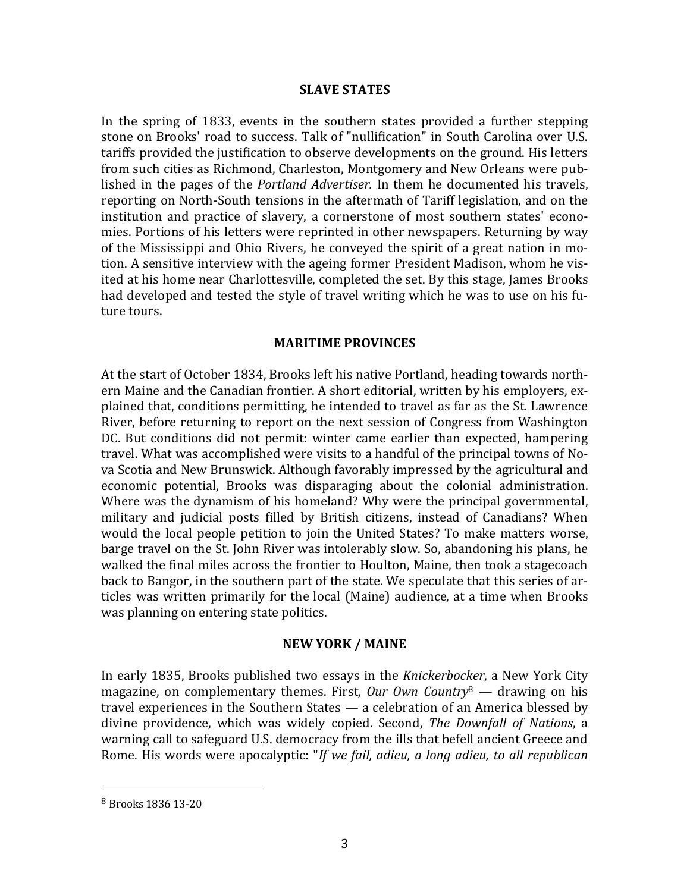## SLAVE STATES

In the spring of 1833, events in the southern states provided a further stepping stone on Brooks' road to success. Talk of "nullification" in South Carolina over U.S. tariffs provided the justification to observe developments on the ground. His letters from such cities as Richmond, Charleston, Montgomery and New Orleans were published in the pages of the *Portland Advertiser.* In them he documented his travels, reporting on North-South tensions in the aftermath of Tariff legislation, and on the institution and practice of slavery, a cornerstone of most southern states' economies. Portions of his letters were reprinted in other newspapers. Returning by way of the Mississippi and Ohio Rivers, he conveyed the spirit of a great nation in motion. A sensitive interview with the ageing former President Madison, whom he visited at his home near Charlottesville, completed the set. By this stage, James Brooks had developed and tested the style of travel writing which he was to use on his future tours.

## MARITIME PROVINCES

At the start of October 1834, Brooks left his native Portland, heading towards northern Maine and the Canadian frontier. A short editorial, written by his employers, explained that, conditions permitting, he intended to travel as far as the St. Lawrence River, before returning to report on the next session of Congress from Washington DC. But conditions did not permit: winter came earlier than expected, hampering travel. What was accomplished were visits to a handful of the principal towns of Nova Scotia and New Brunswick. Although favorably impressed by the agricultural and economic potential, Brooks was disparaging about the colonial administration. Where was the dynamism of his homeland? Why were the principal governmental, military and judicial posts filled by British citizens, instead of Canadians? When would the local people petition to join the United States? To make matters worse, barge travel on the St. John River was intolerably slow. So, abandoning his plans, he walked the final miles across the frontier to Houlton, Maine, then took a stagecoach back to Bangor, in the southern part of the state. We speculate that this series of articles was written primarily for the local (Maine) audience, at a time when Brooks was planning on entering state politics.

## NEW YORK / MAINE

In early 1835, Brooks published two essays in the *Knickerbocker*, a New York City magazine, on complementary themes. First, *Our Own Country*[8] — drawing on his travel experiences in the Southern States — a celebration of an America blessed by divine providence, which was widely copied. Second, *The Downfall of Nations*, a warning call to safeguard U.S. democracy from the ills that befell ancient Greece and Rome. His words were apocalyptic: "*If we fail, adieu, a long adieu, to all republican*

---

[8] Brooks 1836 13-20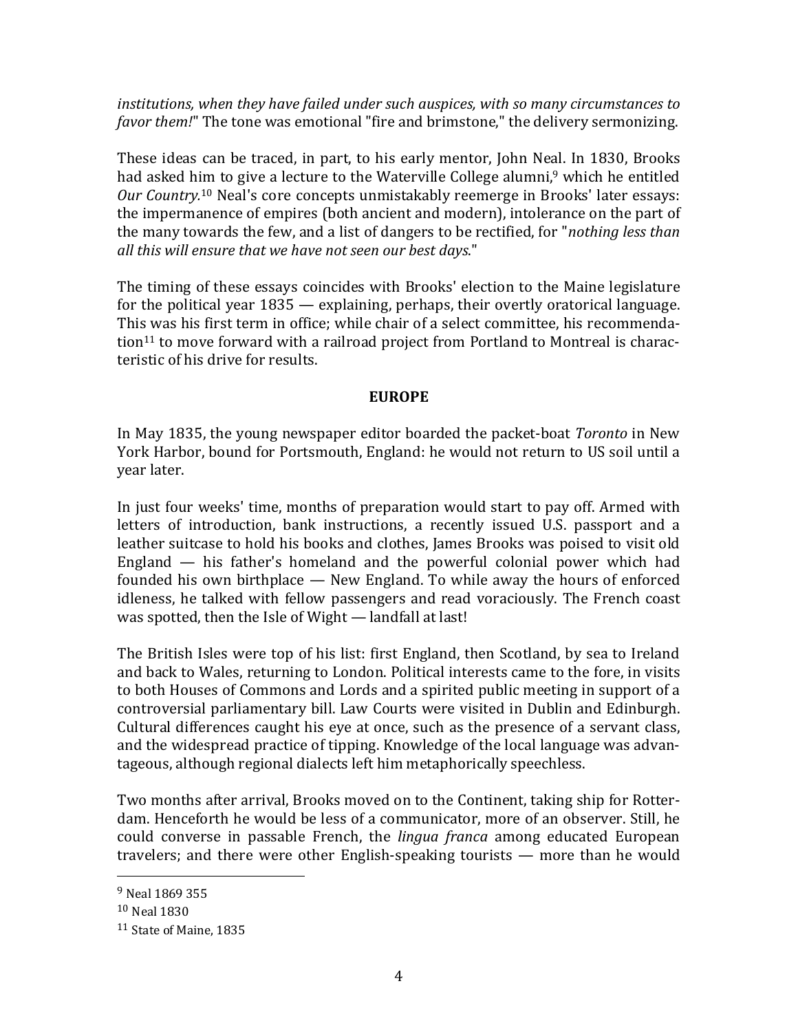*institutions, when they have failed under such auspices, with so many circumstances to favor them!*" The tone was emotional "fire and brimstone," the delivery sermonizing.

These ideas can be traced, in part, to his early mentor, John Neal. In 1830, Brooks had asked him to give a lecture to the Waterville College alumni,[9] which he entitled *Our Country.*[10] Neal's core concepts unmistakably reemerge in Brooks' later essays: the impermanence of empires (both ancient and modern), intolerance on the part of the many towards the few, and a list of dangers to be rectified, for "*nothing less than all this will ensure that we have not seen our best days*."

The timing of these essays coincides with Brooks' election to the Maine legislature for the political year 1835 — explaining, perhaps, their overtly oratorical language. This was his first term in office; while chair of a select committee, his recommendation[11] to move forward with a railroad project from Portland to Montreal is characteristic of his drive for results.

## EUROPE

In May 1835, the young newspaper editor boarded the packet-boat *Toronto* in New York Harbor, bound for Portsmouth, England: he would not return to US soil until a year later.

In just four weeks' time, months of preparation would start to pay off. Armed with letters of introduction, bank instructions, a recently issued U.S. passport and a leather suitcase to hold his books and clothes, James Brooks was poised to visit old England — his father's homeland and the powerful colonial power which had founded his own birthplace — New England. To while away the hours of enforced idleness, he talked with fellow passengers and read voraciously. The French coast was spotted, then the Isle of Wight — landfall at last!

The British Isles were top of his list: first England, then Scotland, by sea to Ireland and back to Wales, returning to London. Political interests came to the fore, in visits to both Houses of Commons and Lords and a spirited public meeting in support of a controversial parliamentary bill. Law Courts were visited in Dublin and Edinburgh. Cultural differences caught his eye at once, such as the presence of a servant class, and the widespread practice of tipping. Knowledge of the local language was advantageous, although regional dialects left him metaphorically speechless.

Two months after arrival, Brooks moved on to the Continent, taking ship for Rotterdam. Henceforth he would be less of a communicator, more of an observer. Still, he could converse in passable French, the *lingua franca* among educated European travelers; and there were other English-speaking tourists — more than he would

[9] Neal 1869 355

[10] Neal 1830

[11] State of Maine, 1835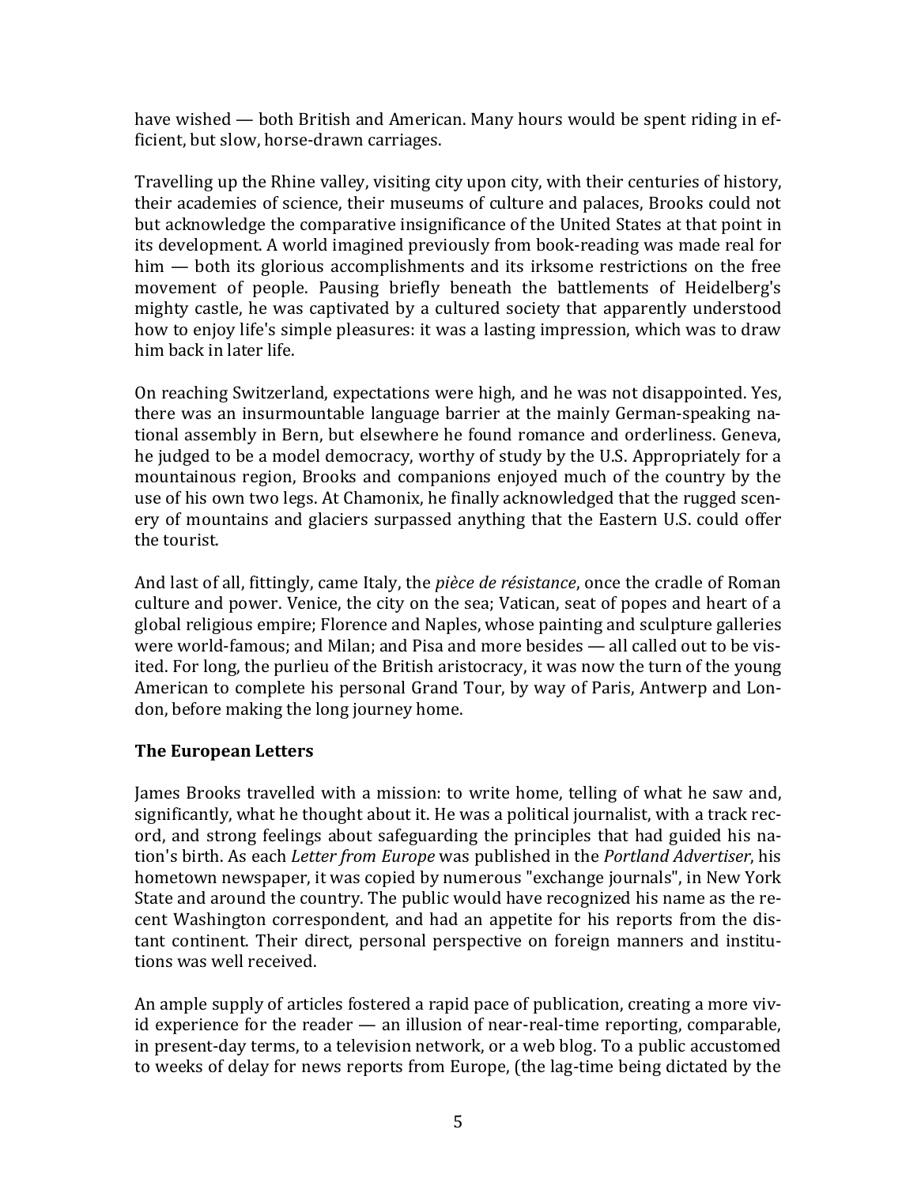have wished — both British and American. Many hours would be spent riding in efficient, but slow, horse-drawn carriages.

Travelling up the Rhine valley, visiting city upon city, with their centuries of history, their academies of science, their museums of culture and palaces, Brooks could not but acknowledge the comparative insignificance of the United States at that point in its development. A world imagined previously from book-reading was made real for him — both its glorious accomplishments and its irksome restrictions on the free movement of people. Pausing briefly beneath the battlements of Heidelberg's mighty castle, he was captivated by a cultured society that apparently understood how to enjoy life's simple pleasures: it was a lasting impression, which was to draw him back in later life.

On reaching Switzerland, expectations were high, and he was not disappointed. Yes, there was an insurmountable language barrier at the mainly German-speaking national assembly in Bern, but elsewhere he found romance and orderliness. Geneva, he judged to be a model democracy, worthy of study by the U.S. Appropriately for a mountainous region, Brooks and companions enjoyed much of the country by the use of his own two legs. At Chamonix, he finally acknowledged that the rugged scenery of mountains and glaciers surpassed anything that the Eastern U.S. could offer the tourist.

And last of all, fittingly, came Italy, the *pièce de résistance*, once the cradle of Roman culture and power. Venice, the city on the sea; Vatican, seat of popes and heart of a global religious empire; Florence and Naples, whose painting and sculpture galleries were world-famous; and Milan; and Pisa and more besides — all called out to be visited. For long, the purlieu of the British aristocracy, it was now the turn of the young American to complete his personal Grand Tour, by way of Paris, Antwerp and London, before making the long journey home.

**The European Letters**

James Brooks travelled with a mission: to write home, telling of what he saw and, significantly, what he thought about it. He was a political journalist, with a track record, and strong feelings about safeguarding the principles that had guided his nation's birth. As each *Letter from Europe* was published in the *Portland Advertiser*, his hometown newspaper, it was copied by numerous "exchange journals", in New York State and around the country. The public would have recognized his name as the recent Washington correspondent, and had an appetite for his reports from the distant continent. Their direct, personal perspective on foreign manners and institutions was well received.

An ample supply of articles fostered a rapid pace of publication, creating a more vivid experience for the reader — an illusion of near-real-time reporting, comparable, in present-day terms, to a television network, or a web blog. To a public accustomed to weeks of delay for news reports from Europe, (the lag-time being dictated by the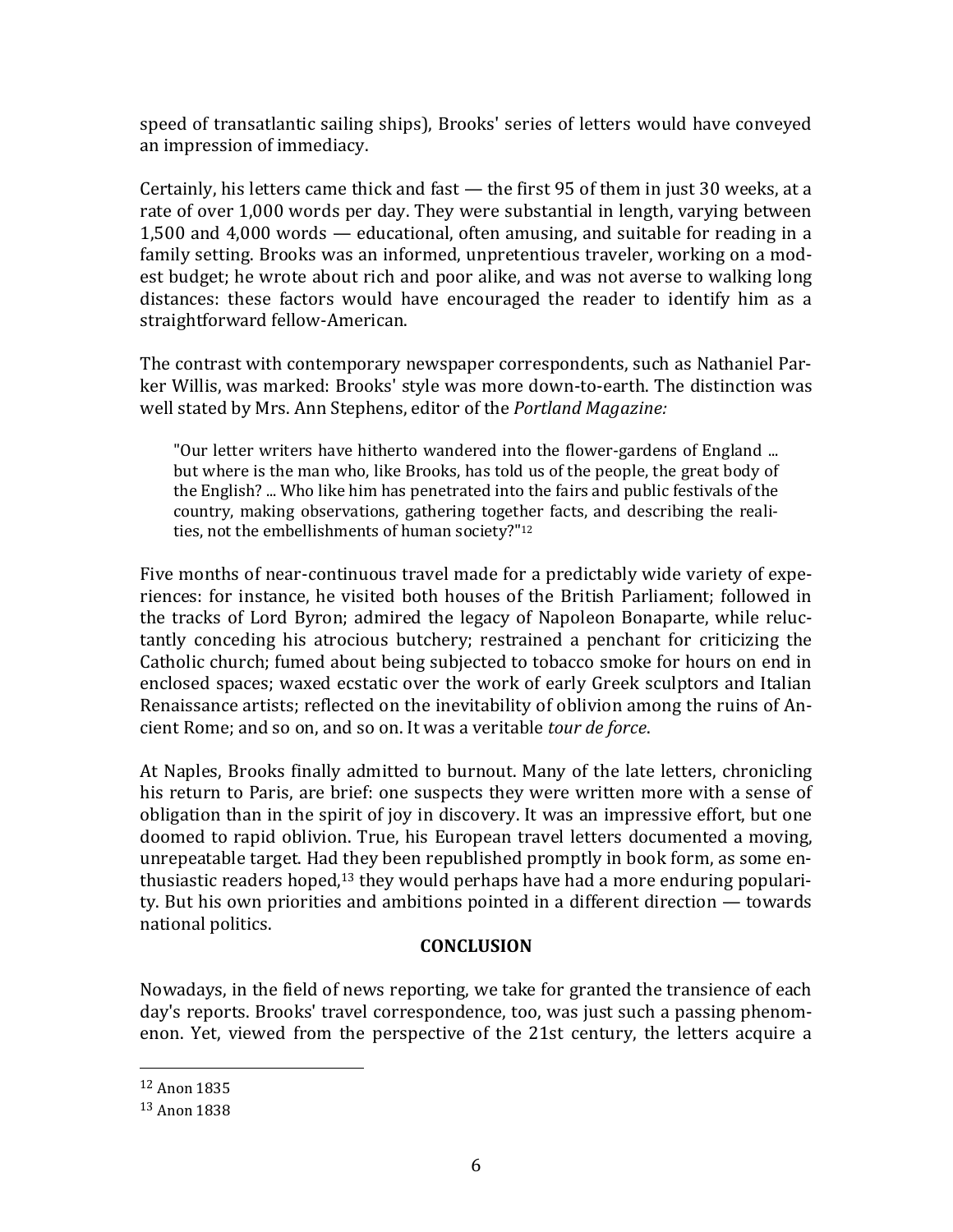speed of transatlantic sailing ships), Brooks' series of letters would have conveyed an impression of immediacy.

Certainly, his letters came thick and fast — the first 95 of them in just 30 weeks, at a rate of over 1,000 words per day. They were substantial in length, varying between 1,500 and 4,000 words — educational, often amusing, and suitable for reading in a family setting. Brooks was an informed, unpretentious traveler, working on a modest budget; he wrote about rich and poor alike, and was not averse to walking long distances: these factors would have encouraged the reader to identify him as a straightforward fellow-American.

The contrast with contemporary newspaper correspondents, such as Nathaniel Parker Willis, was marked: Brooks' style was more down-to-earth. The distinction was well stated by Mrs. Ann Stephens, editor of the *Portland Magazine:*

> "Our letter writers have hitherto wandered into the flower-gardens of England ... but where is the man who, like Brooks, has told us of the people, the great body of the English? ... Who like him has penetrated into the fairs and public festivals of the country, making observations, gathering together facts, and describing the realities, not the embellishments of human society?"[12]

Five months of near-continuous travel made for a predictably wide variety of experiences: for instance, he visited both houses of the British Parliament; followed in the tracks of Lord Byron; admired the legacy of Napoleon Bonaparte, while reluctantly conceding his atrocious butchery; restrained a penchant for criticizing the Catholic church; fumed about being subjected to tobacco smoke for hours on end in enclosed spaces; waxed ecstatic over the work of early Greek sculptors and Italian Renaissance artists; reflected on the inevitability of oblivion among the ruins of Ancient Rome; and so on, and so on. It was a veritable *tour de force*.

At Naples, Brooks finally admitted to burnout. Many of the late letters, chronicling his return to Paris, are brief: one suspects they were written more with a sense of obligation than in the spirit of joy in discovery. It was an impressive effort, but one doomed to rapid oblivion. True, his European travel letters documented a moving, unrepeatable target. Had they been republished promptly in book form, as some enthusiastic readers hoped,[13] they would perhaps have had a more enduring popularity. But his own priorities and ambitions pointed in a different direction — towards national politics.

## CONCLUSION

Nowadays, in the field of news reporting, we take for granted the transience of each day's reports. Brooks' travel correspondence, too, was just such a passing phenomenon. Yet, viewed from the perspective of the 21st century, the letters acquire a

---

[12] Anon 1835

[13] Anon 1838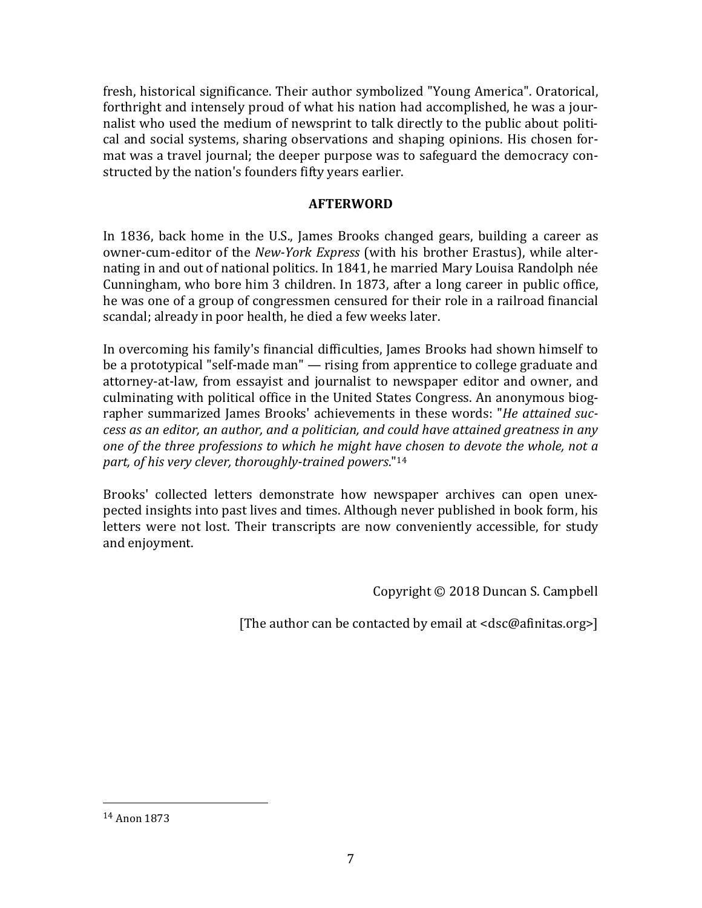fresh, historical significance. Their author symbolized "Young America". Oratorical, forthright and intensely proud of what his nation had accomplished, he was a journalist who used the medium of newsprint to talk directly to the public about political and social systems, sharing observations and shaping opinions. His chosen format was a travel journal; the deeper purpose was to safeguard the democracy constructed by the nation's founders fifty years earlier.

## AFTERWORD

In 1836, back home in the U.S., James Brooks changed gears, building a career as owner-cum-editor of the *New-York Express* (with his brother Erastus), while alternating in and out of national politics. In 1841, he married Mary Louisa Randolph née Cunningham, who bore him 3 children. In 1873, after a long career in public office, he was one of a group of congressmen censured for their role in a railroad financial scandal; already in poor health, he died a few weeks later.

In overcoming his family's financial difficulties, James Brooks had shown himself to be a prototypical "self-made man" — rising from apprentice to college graduate and attorney-at-law, from essayist and journalist to newspaper editor and owner, and culminating with political office in the United States Congress. An anonymous biographer summarized James Brooks' achievements in these words: "*He attained success as an editor, an author, and a politician, and could have attained greatness in any one of the three professions to which he might have chosen to devote the whole, not a part, of his very clever, thoroughly-trained powers*."[14]

Brooks' collected letters demonstrate how newspaper archives can open unexpected insights into past lives and times. Although never published in book form, his letters were not lost. Their transcripts are now conveniently accessible, for study and enjoyment.

Copyright © 2018 Duncan S. Campbell

[The author can be contacted by email at <dsc@afinitas.org>]

---

[14] Anon 1873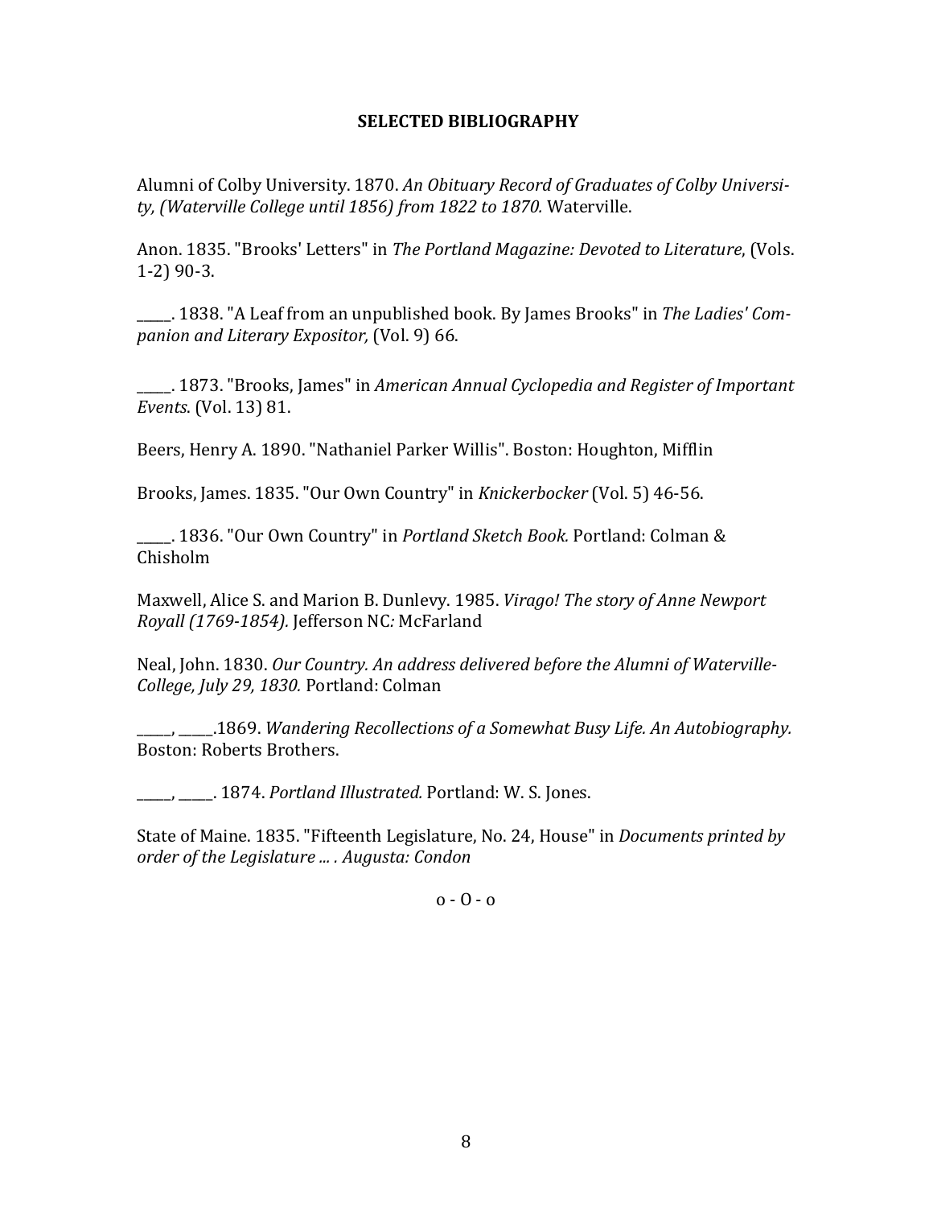**SELECTED BIBLIOGRAPHY**

Alumni of Colby University. 1870. *An Obituary Record of Graduates of Colby University, (Waterville College until 1856) from 1822 to 1870.* Waterville.

Anon. 1835. "Brooks' Letters" in *The Portland Magazine: Devoted to Literature*, (Vols. 1-2) 90-3.

_____. 1838. "A Leaf from an unpublished book. By James Brooks" in *The Ladies' Companion and Literary Expositor,* (Vol. 9) 66.

_____. 1873. "Brooks, James" in *American Annual Cyclopedia and Register of Important Events*. (Vol. 13) 81.

Beers, Henry A. 1890. "Nathaniel Parker Willis". Boston: Houghton, Mifflin

Brooks, James. 1835. "Our Own Country" in *Knickerbocker* (Vol. 5) 46-56.

_____. 1836. "Our Own Country" in *Portland Sketch Book.* Portland: Colman & Chisholm

Maxwell, Alice S. and Marion B. Dunlevy. 1985. *Virago! The story of Anne Newport Royall (1769-1854).* Jefferson NC*:* McFarland

Neal, John. 1830. *Our Country. An address delivered before the Alumni of Waterville-College, July 29, 1830.* Portland: Colman

_____, _____.1869. *Wandering Recollections of a Somewhat Busy Life. An Autobiography.* Boston: Roberts Brothers.

_____, _____. 1874. *Portland Illustrated.* Portland: W. S. Jones.

State of Maine. 1835. "Fifteenth Legislature, No. 24, House" in *Documents printed by order of the Legislature ... . Augusta: Condon*

o - O - o